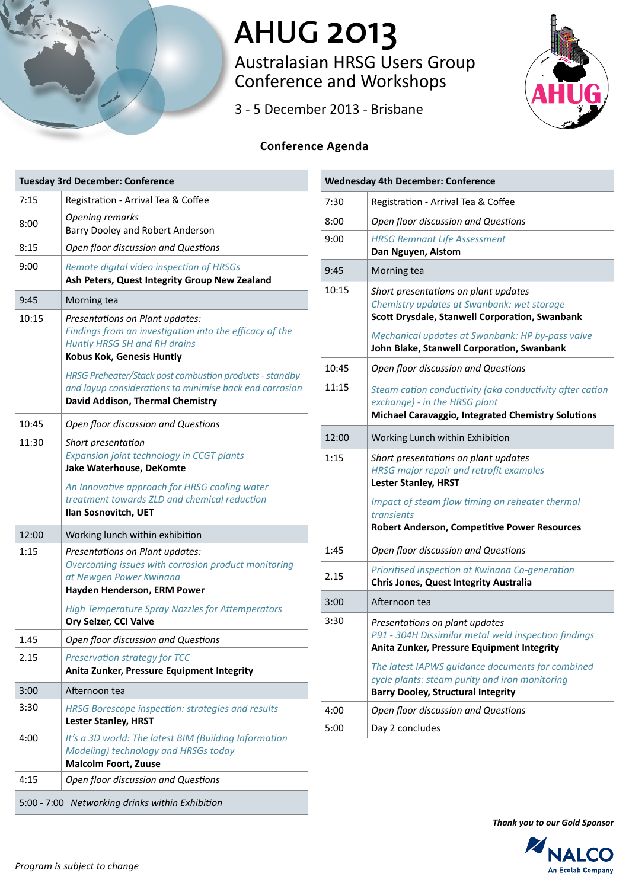# AHUG 2013

## Australasian HRSG Users Group Conference and Workshops

3 - 5 December 2013 - Brisbane

AHUG

### Conference Agenda

| Tuesday 3rd December: Conference | |
|---|---|
| 7:15 | Registration - Arrival Tea & Coffee |
| 8:00 | *Opening remarks*<br>Barry Dooley and Robert Anderson |
| 8:15 | *Open floor discussion and Questions* |
| 9:00 | *Remote digital video inspection of HRSGs*<br>**Ash Peters, Quest Integrity Group New Zealand** |
| 9:45 | Morning tea |
| 10:15 | *Presentations on Plant updates:*<br>*Findings from an investigation into the efficacy of the Huntly HRSG SH and RH drains*<br>**Kobus Kok, Genesis Huntly**<br>*HRSG Preheater/Stack post combustion products - standby and layup considerations to minimise back end corrosion*<br>**David Addison, Thermal Chemistry** |
| 10:45 | *Open floor discussion and Questions* |
| 11:30 | *Short presentation*<br>*Expansion joint technology in CCGT plants*<br>**Jake Waterhouse, DeKomte**<br>*An Innovative approach for HRSG cooling water treatment towards ZLD and chemical reduction*<br>**Ilan Sosnovitch, UET** |
| 12:00 | Working lunch within exhibition |
| 1:15 | *Presentations on Plant updates:*<br>*Overcoming issues with corrosion product monitoring at Newgen Power Kwinana*<br>**Hayden Henderson, ERM Power**<br>*High Temperature Spray Nozzles for Attemperators*<br>**Ory Selzer, CCI Valve** |
| 1.45 | *Open floor discussion and Questions* |
| 2.15 | *Preservation strategy for TCC*<br>**Anita Zunker, Pressure Equipment Integrity** |
| 3:00 | Afternoon tea |
| 3:30 | *HRSG Borescope inspection: strategies and results*<br>**Lester Stanley, HRST** |
| 4:00 | *It's a 3D world: The latest BIM (Building Information Modeling) technology and HRSGs today*<br>**Malcolm Foort, Zuuse** |
| 4:15 | *Open floor discussion and Questions* |
| 5:00 - 7:00 | *Networking drinks within Exhibition* |

| Wednesday 4th December: Conference | |
|---|---|
| 7:30 | Registration - Arrival Tea & Coffee |
| 8:00 | *Open floor discussion and Questions* |
| 9:00 | *HRSG Remnant Life Assessment*<br>**Dan Nguyen, Alstom** |
| 9:45 | Morning tea |
| 10:15 | *Short presentations on plant updates*<br>*Chemistry updates at Swanbank: wet storage*<br>**Scott Drysdale, Stanwell Corporation, Swanbank**<br>*Mechanical updates at Swanbank: HP by-pass valve*<br>**John Blake, Stanwell Corporation, Swanbank** |
| 10:45 | *Open floor discussion and Questions* |
| 11:15 | *Steam cation conductivity (aka conductivity after cation exchange) - in the HRSG plant*<br>**Michael Caravaggio, Integrated Chemistry Solutions** |
| 12:00 | Working Lunch within Exhibition |
| 1:15 | *Short presentations on plant updates*<br>*HRSG major repair and retrofit examples*<br>**Lester Stanley, HRST**<br>*Impact of steam flow timing on reheater thermal transients*<br>**Robert Anderson, Competitive Power Resources** |
| 1:45 | *Open floor discussion and Questions* |
| 2.15 | *Prioritised inspection at Kwinana Co-generation*<br>**Chris Jones, Quest Integrity Australia** |
| 3:00 | Afternoon tea |
| 3:30 | *Presentations on plant updates*<br>*P91 - 304H Dissimilar metal weld inspection findings*<br>**Anita Zunker, Pressure Equipment Integrity**<br>*The latest IAPWS guidance documents for combined cycle plants: steam purity and iron monitoring*<br>**Barry Dooley, Structural Integrity** |
| 4:00 | *Open floor discussion and Questions* |
| 5:00 | Day 2 concludes |

***Thank you to our Gold Sponsor***

NALCO
An Ecolab Company

*Program is subject to change*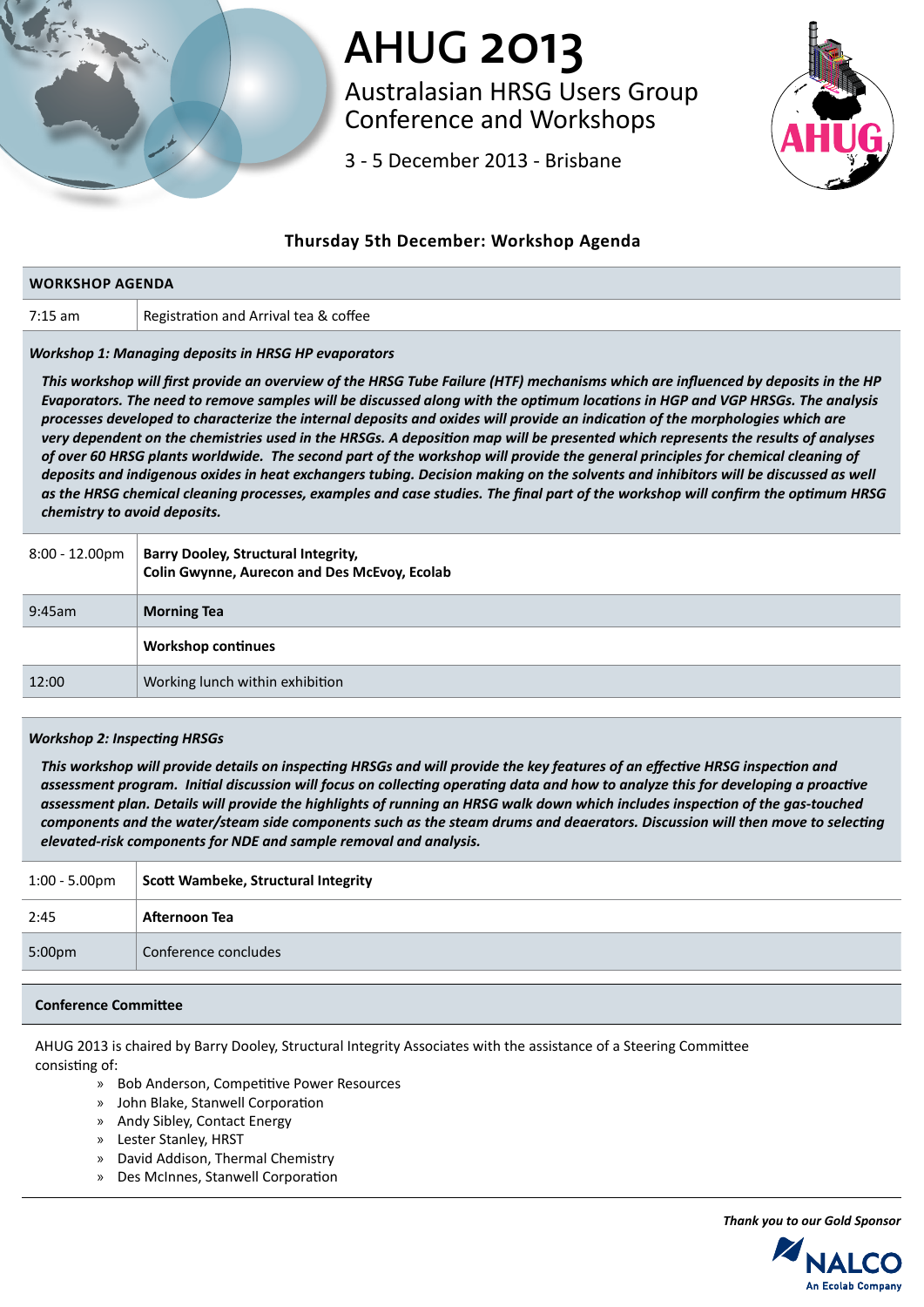# AHUG 2013

Australasian HRSG Users Group
Conference and Workshops

3 - 5 December 2013 - Brisbane

## Thursday 5th December: Workshop Agenda

| WORKSHOP AGENDA | |
|---|---|
| 7:15 am | Registration and Arrival tea & coffee |

***Workshop 1: Managing deposits in HRSG HP evaporators***

***This workshop will first provide an overview of the HRSG Tube Failure (HTF) mechanisms which are influenced by deposits in the HP Evaporators. The need to remove samples will be discussed along with the optimum locations in HGP and VGP HRSGs. The analysis processes developed to characterize the internal deposits and oxides will provide an indication of the morphologies which are very dependent on the chemistries used in the HRSGs. A deposition map will be presented which represents the results of analyses of over 60 HRSG plants worldwide. The second part of the workshop will provide the general principles for chemical cleaning of deposits and indigenous oxides in heat exchangers tubing. Decision making on the solvents and inhibitors will be discussed as well as the HRSG chemical cleaning processes, examples and case studies. The final part of the workshop will confirm the optimum HRSG chemistry to avoid deposits.***

| | |
|---|---|
| 8:00 - 12.00pm | **Barry Dooley, Structural Integrity, Colin Gwynne, Aurecon and Des McEvoy, Ecolab** |
| 9:45am | **Morning Tea** |
| | **Workshop continues** |
| 12:00 | Working lunch within exhibition |

***Workshop 2: Inspecting HRSGs***

***This workshop will provide details on inspecting HRSGs and will provide the key features of an effective HRSG inspection and assessment program. Initial discussion will focus on collecting operating data and how to analyze this for developing a proactive assessment plan. Details will provide the highlights of running an HRSG walk down which includes inspection of the gas-touched components and the water/steam side components such as the steam drums and deaerators. Discussion will then move to selecting elevated-risk components for NDE and sample removal and analysis.***

| | |
|---|---|
| 1:00 - 5.00pm | **Scott Wambeke, Structural Integrity** |
| 2:45 | **Afternoon Tea** |
| 5:00pm | Conference concludes |

**Conference Committee**

AHUG 2013 is chaired by Barry Dooley, Structural Integrity Associates with the assistance of a Steering Committee consisting of:

- Bob Anderson, Competitive Power Resources
- John Blake, Stanwell Corporation
- Andy Sibley, Contact Energy
- Lester Stanley, HRST
- David Addison, Thermal Chemistry
- Des McInnes, Stanwell Corporation

*Thank you to our Gold Sponsor*

NALCO
An Ecolab Company